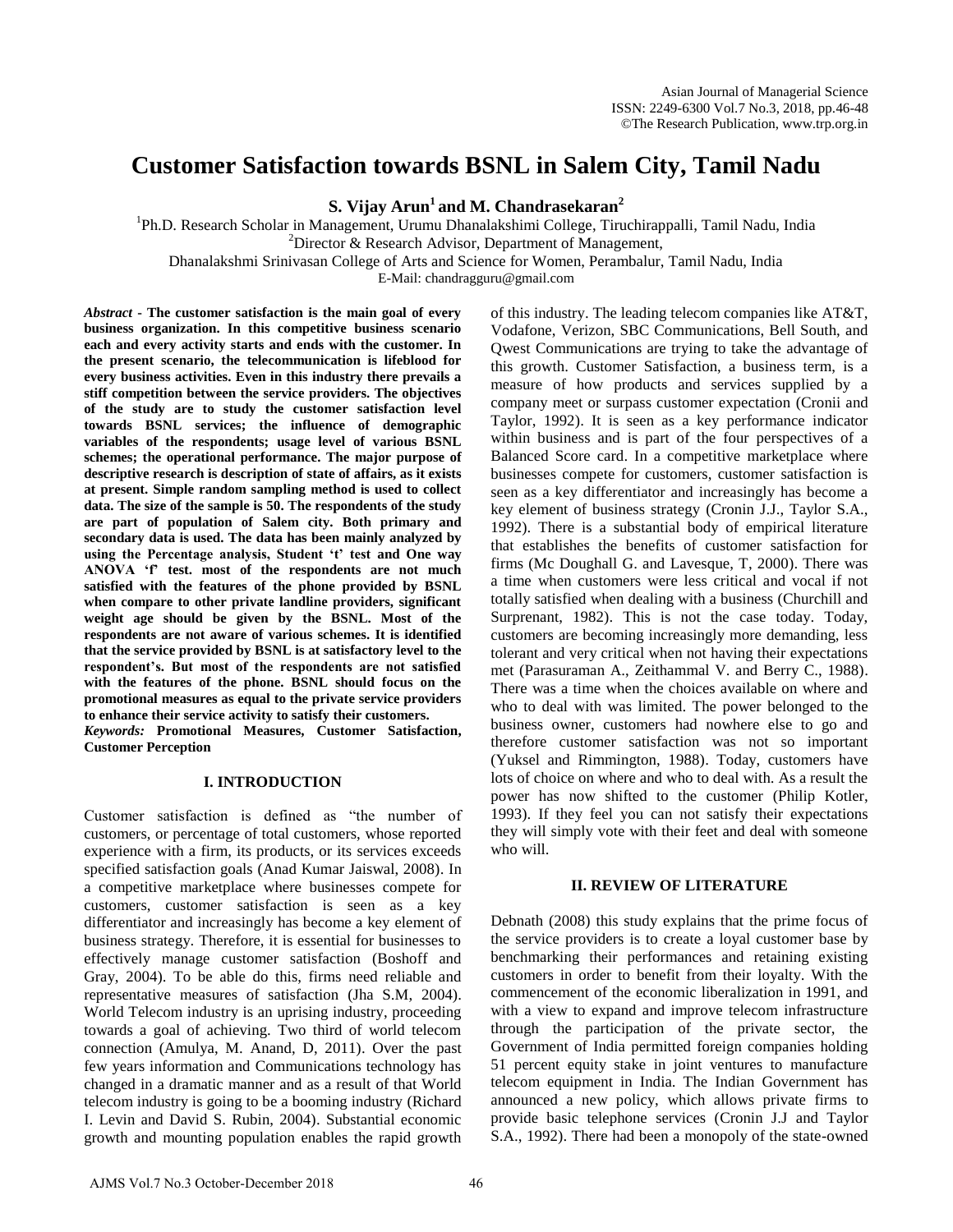# Customer Satisfaction towards BSNL in Salem City, Tamil Nadu

**S. Vijay Arun[1] and M. Chandrasekaran[2]**

[1]Ph.D. Research Scholar in Management, Urumu Dhanalakshimi College, Tiruchirappalli, Tamil Nadu, India
[2]Director & Research Advisor, Department of Management,
Dhanalakshmi Srinivasan College of Arts and Science for Women, Perambalur, Tamil Nadu, India
E-Mail: chandragguru@gmail.com

***Abstract*** - **The customer satisfaction is the main goal of every business organization. In this competitive business scenario each and every activity starts and ends with the customer. In the present scenario, the telecommunication is lifeblood for every business activities. Even in this industry there prevails a stiff competition between the service providers. The objectives of the study are to study the customer satisfaction level towards BSNL services; the influence of demographic variables of the respondents; usage level of various BSNL schemes; the operational performance. The major purpose of descriptive research is description of state of affairs, as it exists at present. Simple random sampling method is used to collect data. The size of the sample is 50. The respondents of the study are part of population of Salem city. Both primary and secondary data is used. The data has been mainly analyzed by using the Percentage analysis, Student 't' test and One way ANOVA 'f' test. most of the respondents are not much satisfied with the features of the phone provided by BSNL when compare to other private landline providers, significant weight age should be given by the BSNL. Most of the respondents are not aware of various schemes. It is identified that the service provided by BSNL is at satisfactory level to the respondent's. But most of the respondents are not satisfied with the features of the phone. BSNL should focus on the promotional measures as equal to the private service providers to enhance their service activity to satisfy their customers.**

***Keywords:*** **Promotional Measures, Customer Satisfaction, Customer Perception**

## I. INTRODUCTION

Customer satisfaction is defined as "the number of customers, or percentage of total customers, whose reported experience with a firm, its products, or its services exceeds specified satisfaction goals (Anad Kumar Jaiswal, 2008). In a competitive marketplace where businesses compete for customers, customer satisfaction is seen as a key differentiator and increasingly has become a key element of business strategy. Therefore, it is essential for businesses to effectively manage customer satisfaction (Boshoff and Gray, 2004). To be able do this, firms need reliable and representative measures of satisfaction (Jha S.M, 2004). World Telecom industry is an uprising industry, proceeding towards a goal of achieving. Two third of world telecom connection (Amulya, M. Anand, D, 2011). Over the past few years information and Communications technology has changed in a dramatic manner and as a result of that World telecom industry is going to be a booming industry (Richard I. Levin and David S. Rubin, 2004). Substantial economic growth and mounting population enables the rapid growth of this industry. The leading telecom companies like AT&T, Vodafone, Verizon, SBC Communications, Bell South, and Qwest Communications are trying to take the advantage of this growth. Customer Satisfaction, a business term, is a measure of how products and services supplied by a company meet or surpass customer expectation (Cronii and Taylor, 1992). It is seen as a key performance indicator within business and is part of the four perspectives of a Balanced Score card. In a competitive marketplace where businesses compete for customers, customer satisfaction is seen as a key differentiator and increasingly has become a key element of business strategy (Cronin J.J., Taylor S.A., 1992). There is a substantial body of empirical literature that establishes the benefits of customer satisfaction for firms (Mc Doughall G. and Lavesque, T, 2000). There was a time when customers were less critical and vocal if not totally satisfied when dealing with a business (Churchill and Surprenant, 1982). This is not the case today. Today, customers are becoming increasingly more demanding, less tolerant and very critical when not having their expectations met (Parasuraman A., Zeithammal V. and Berry C., 1988). There was a time when the choices available on where and who to deal with was limited. The power belonged to the business owner, customers had nowhere else to go and therefore customer satisfaction was not so important (Yuksel and Rimmington, 1988). Today, customers have lots of choice on where and who to deal with. As a result the power has now shifted to the customer (Philip Kotler, 1993). If they feel you can not satisfy their expectations they will simply vote with their feet and deal with someone who will.

## II. REVIEW OF LITERATURE

Debnath (2008) this study explains that the prime focus of the service providers is to create a loyal customer base by benchmarking their performances and retaining existing customers in order to benefit from their loyalty. With the commencement of the economic liberalization in 1991, and with a view to expand and improve telecom infrastructure through the participation of the private sector, the Government of India permitted foreign companies holding 51 percent equity stake in joint ventures to manufacture telecom equipment in India. The Indian Government has announced a new policy, which allows private firms to provide basic telephone services (Cronin J.J and Taylor S.A., 1992). There had been a monopoly of the state-owned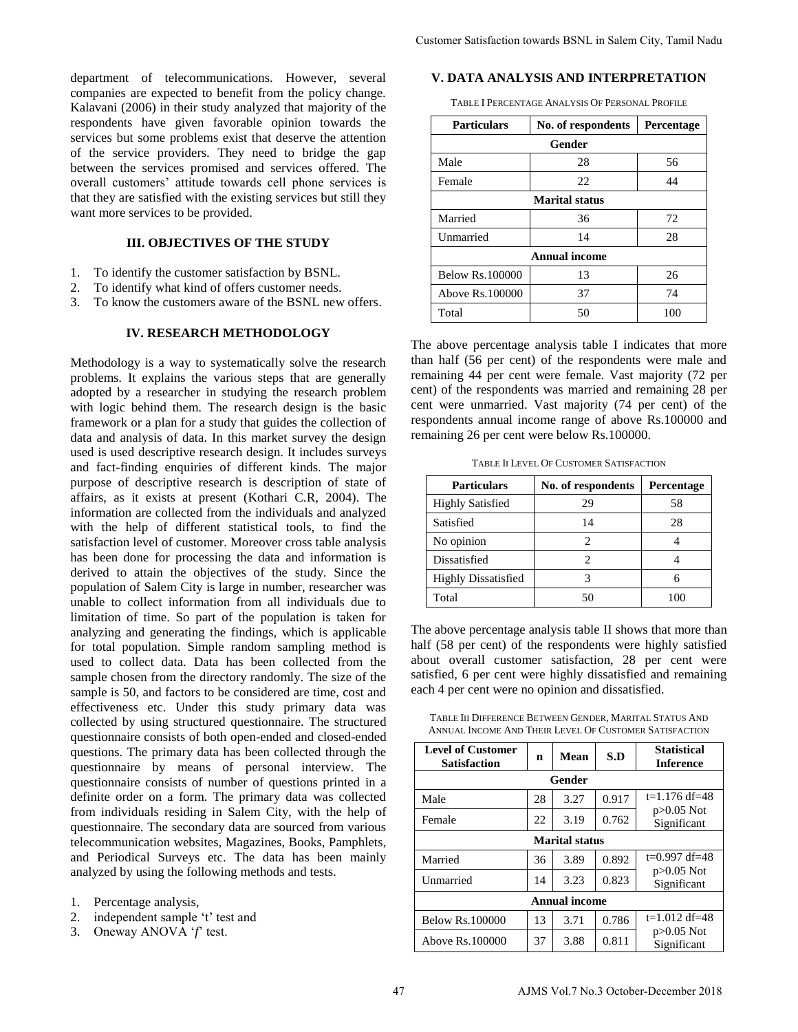department of telecommunications. However, several companies are expected to benefit from the policy change. Kalavani (2006) in their study analyzed that majority of the respondents have given favorable opinion towards the services but some problems exist that deserve the attention of the service providers. They need to bridge the gap between the services promised and services offered. The overall customers' attitude towards cell phone services is that they are satisfied with the existing services but still they want more services to be provided.

## III. OBJECTIVES OF THE STUDY

1. To identify the customer satisfaction by BSNL.
2. To identify what kind of offers customer needs.
3. To know the customers aware of the BSNL new offers.

## IV. RESEARCH METHODOLOGY

Methodology is a way to systematically solve the research problems. It explains the various steps that are generally adopted by a researcher in studying the research problem with logic behind them. The research design is the basic framework or a plan for a study that guides the collection of data and analysis of data. In this market survey the design used is used descriptive research design. It includes surveys and fact-finding enquiries of different kinds. The major purpose of descriptive research is description of state of affairs, as it exists at present (Kothari C.R, 2004). The information are collected from the individuals and analyzed with the help of different statistical tools, to find the satisfaction level of customer. Moreover cross table analysis has been done for processing the data and information is derived to attain the objectives of the study. Since the population of Salem City is large in number, researcher was unable to collect information from all individuals due to limitation of time. So part of the population is taken for analyzing and generating the findings, which is applicable for total population. Simple random sampling method is used to collect data. Data has been collected from the sample chosen from the directory randomly. The size of the sample is 50, and factors to be considered are time, cost and effectiveness etc. Under this study primary data was collected by using structured questionnaire. The structured questionnaire consists of both open-ended and closed-ended questions. The primary data has been collected through the questionnaire by means of personal interview. The questionnaire consists of number of questions printed in a definite order on a form. The primary data was collected from individuals residing in Salem City, with the help of questionnaire. The secondary data are sourced from various telecommunication websites, Magazines, Books, Pamphlets, and Periodical Surveys etc. The data has been mainly analyzed by using the following methods and tests.

1. Percentage analysis,
2. independent sample 't' test and
3. Oneway ANOVA '*f*' test.

## V. DATA ANALYSIS AND INTERPRETATION

TABLE I PERCENTAGE ANALYSIS OF PERSONAL PROFILE

| Particulars | No. of respondents | Percentage |
|---|---|---|
| **Gender** | | |
| Male | 28 | 56 |
| Female | 22 | 44 |
| **Marital status** | | |
| Married | 36 | 72 |
| Unmarried | 14 | 28 |
| **Annual income** | | |
| Below Rs.100000 | 13 | 26 |
| Above Rs.100000 | 37 | 74 |
| Total | 50 | 100 |

The above percentage analysis table I indicates that more than half (56 per cent) of the respondents were male and remaining 44 per cent were female. Vast majority (72 per cent) of the respondents was married and remaining 28 per cent were unmarried. Vast majority (74 per cent) of the respondents annual income range of above Rs.100000 and remaining 26 per cent were below Rs.100000.

TABLE II LEVEL OF CUSTOMER SATISFACTION

| Particulars | No. of respondents | Percentage |
|---|---|---|
| Highly Satisfied | 29 | 58 |
| Satisfied | 14 | 28 |
| No opinion | 2 | 4 |
| Dissatisfied | 2 | 4 |
| Highly Dissatisfied | 3 | 6 |
| Total | 50 | 100 |

The above percentage analysis table II shows that more than half (58 per cent) of the respondents were highly satisfied about overall customer satisfaction, 28 per cent were satisfied, 6 per cent were highly dissatisfied and remaining each 4 per cent were no opinion and dissatisfied.

TABLE III DIFFERENCE BETWEEN GENDER, MARITAL STATUS AND ANNUAL INCOME AND THEIR LEVEL OF CUSTOMER SATISFACTION

| Level of Customer Satisfaction | n | Mean | S.D | Statistical Inference |
|---|---|---|---|---|
| **Gender** | | | | |
| Male | 28 | 3.27 | 0.917 | t=1.176 df=48 p>0.05 Not Significant |
| Female | 22 | 3.19 | 0.762 | |
| **Marital status** | | | | |
| Married | 36 | 3.89 | 0.892 | t=0.997 df=48 p>0.05 Not Significant |
| Unmarried | 14 | 3.23 | 0.823 | |
| **Annual income** | | | | |
| Below Rs.100000 | 13 | 3.71 | 0.786 | t=1.012 df=48 p>0.05 Not Significant |
| Above Rs.100000 | 37 | 3.88 | 0.811 | |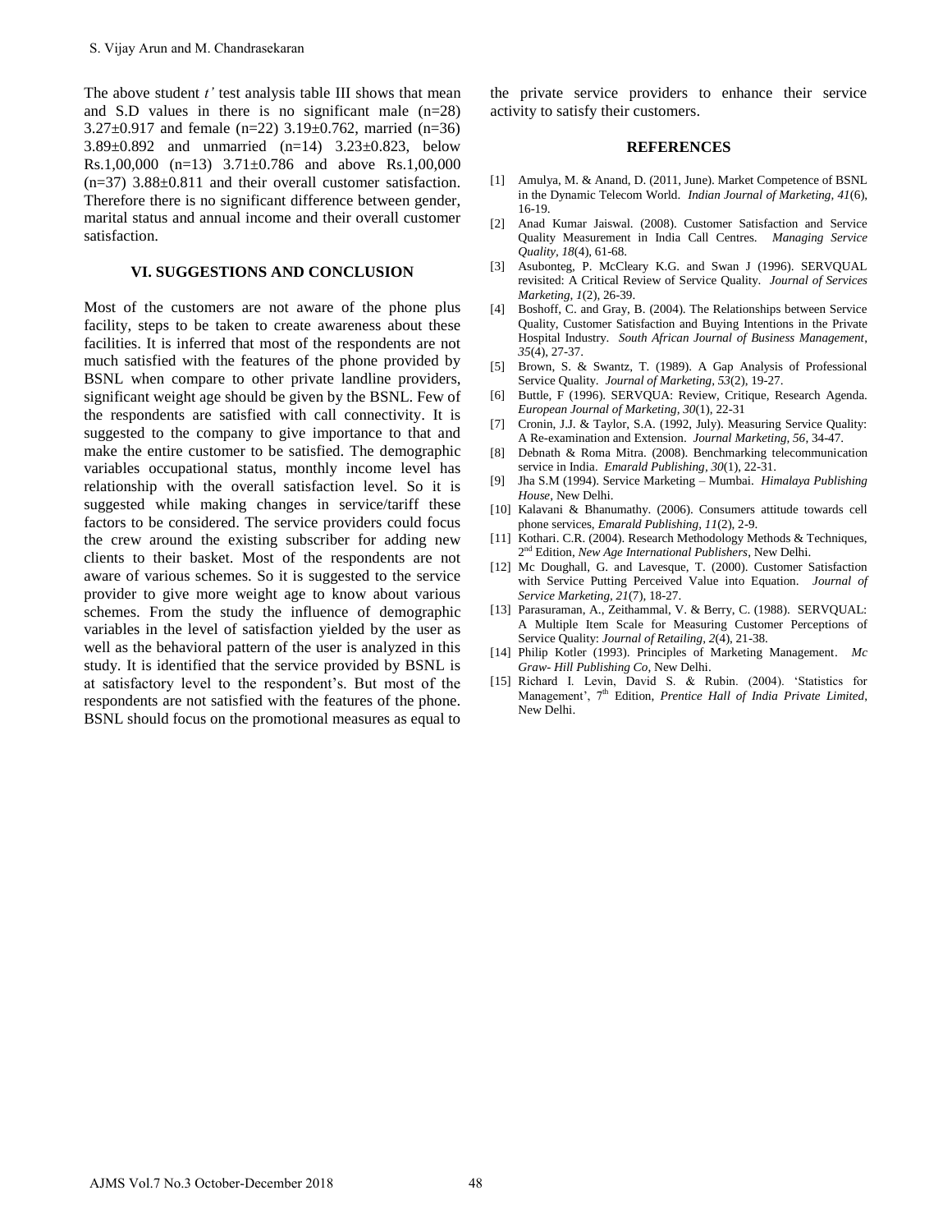The above student *t'* test analysis table III shows that mean and S.D values in there is no significant male (n=28) 3.27±0.917 and female (n=22) 3.19±0.762, married (n=36) 3.89±0.892 and unmarried (n=14) 3.23±0.823, below Rs.1,00,000 (n=13) 3.71±0.786 and above Rs.1,00,000 (n=37) 3.88±0.811 and their overall customer satisfaction. Therefore there is no significant difference between gender, marital status and annual income and their overall customer satisfaction.

## VI. SUGGESTIONS AND CONCLUSION

Most of the customers are not aware of the phone plus facility, steps to be taken to create awareness about these facilities. It is inferred that most of the respondents are not much satisfied with the features of the phone provided by BSNL when compare to other private landline providers, significant weight age should be given by the BSNL. Few of the respondents are satisfied with call connectivity. It is suggested to the company to give importance to that and make the entire customer to be satisfied. The demographic variables occupational status, monthly income level has relationship with the overall satisfaction level. So it is suggested while making changes in service/tariff these factors to be considered. The service providers could focus the crew around the existing subscriber for adding new clients to their basket. Most of the respondents are not aware of various schemes. So it is suggested to the service provider to give more weight age to know about various schemes. From the study the influence of demographic variables in the level of satisfaction yielded by the user as well as the behavioral pattern of the user is analyzed in this study. It is identified that the service provided by BSNL is at satisfactory level to the respondent's. But most of the respondents are not satisfied with the features of the phone. BSNL should focus on the promotional measures as equal to the private service providers to enhance their service activity to satisfy their customers.

## REFERENCES

[1] Amulya, M. & Anand, D. (2011, June). Market Competence of BSNL in the Dynamic Telecom World. *Indian Journal of Marketing, 41*(6), 16-19.

[2] Anad Kumar Jaiswal. (2008). Customer Satisfaction and Service Quality Measurement in India Call Centres. *Managing Service Quality, 18*(4), 61-68.

[3] Asubonteg, P. McCleary K.G. and Swan J (1996). SERVQUAL revisited: A Critical Review of Service Quality. *Journal of Services Marketing, 1*(2), 26-39.

[4] Boshoff, C. and Gray, B. (2004). The Relationships between Service Quality, Customer Satisfaction and Buying Intentions in the Private Hospital Industry. *South African Journal of Business Management, 35*(4), 27-37.

[5] Brown, S. & Swantz, T. (1989). A Gap Analysis of Professional Service Quality. *Journal of Marketing, 53*(2), 19-27.

[6] Buttle, F (1996). SERVQUA: Review, Critique, Research Agenda. *European Journal of Marketing, 30*(1), 22-31

[7] Cronin, J.J. & Taylor, S.A. (1992, July). Measuring Service Quality: A Re-examination and Extension. *Journal Marketing, 56*, 34-47.

[8] Debnath & Roma Mitra. (2008). Benchmarking telecommunication service in India. *Emarald Publishing, 30*(1), 22-31.

[9] Jha S.M (1994). Service Marketing – Mumbai. *Himalaya Publishing House*, New Delhi.

[10] Kalavani & Bhanumathy. (2006). Consumers attitude towards cell phone services, *Emarald Publishing, 11*(2), 2-9.

[11] Kothari. C.R. (2004). Research Methodology Methods & Techniques, 2nd Edition, *New Age International Publishers*, New Delhi.

[12] Mc Doughall, G. and Lavesque, T. (2000). Customer Satisfaction with Service Putting Perceived Value into Equation. *Journal of Service Marketing, 21*(7), 18-27.

[13] Parasuraman, A., Zeithammal, V. & Berry, C. (1988). SERVQUAL: A Multiple Item Scale for Measuring Customer Perceptions of Service Quality: *Journal of Retailing, 2*(4), 21-38.

[14] Philip Kotler (1993). Principles of Marketing Management. *Mc Graw- Hill Publishing Co*, New Delhi.

[15] Richard I. Levin, David S. & Rubin. (2004). 'Statistics for Management', 7th Edition, *Prentice Hall of India Private Limited*, New Delhi.